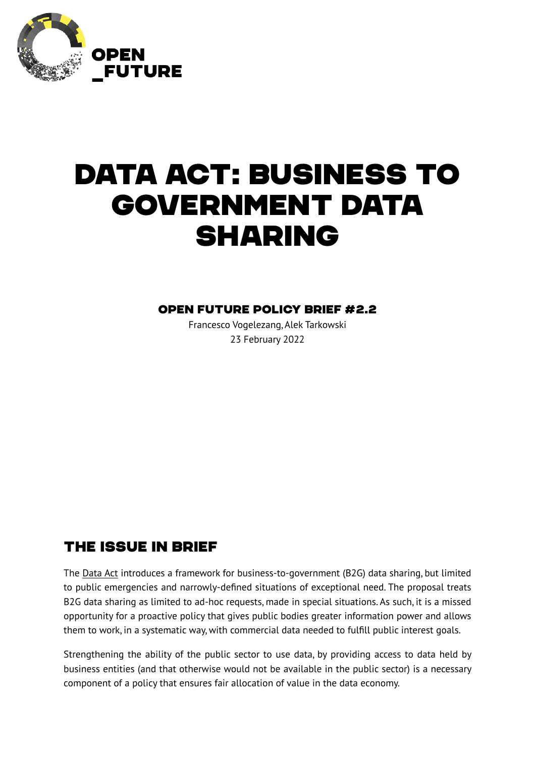OPEN
_FUTURE

# DATA ACT: BUSINESS TO GOVERNMENT DATA SHARING

**OPEN FUTURE POLICY BRIEF #2.2**

Francesco Vogelezang, Alek Tarkowski

23 February 2022

## THE ISSUE IN BRIEF

The Data Act introduces a framework for business-to-government (B2G) data sharing, but limited to public emergencies and narrowly-defined situations of exceptional need. The proposal treats B2G data sharing as limited to ad-hoc requests, made in special situations. As such, it is a missed opportunity for a proactive policy that gives public bodies greater information power and allows them to work, in a systematic way, with commercial data needed to fulfill public interest goals.

Strengthening the ability of the public sector to use data, by providing access to data held by business entities (and that otherwise would not be available in the public sector) is a necessary component of a policy that ensures fair allocation of value in the data economy.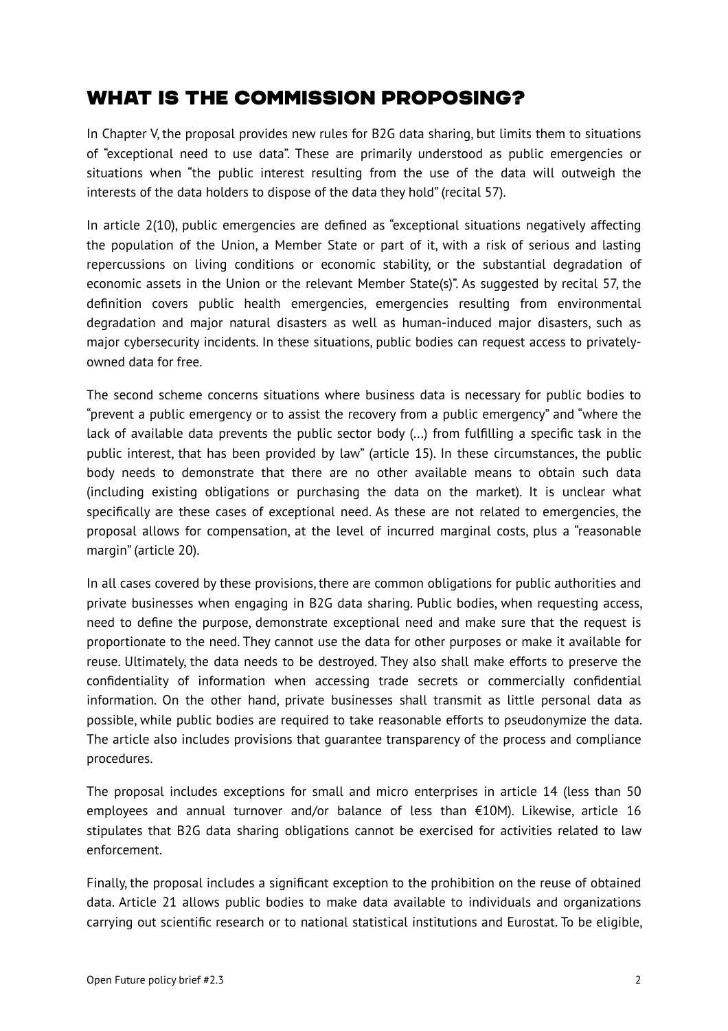## WHAT IS THE COMMISSION PROPOSING?

In Chapter V, the proposal provides new rules for B2G data sharing, but limits them to situations of "exceptional need to use data". These are primarily understood as public emergencies or situations when "the public interest resulting from the use of the data will outweigh the interests of the data holders to dispose of the data they hold" (recital 57).

In article 2(10), public emergencies are defined as "exceptional situations negatively affecting the population of the Union, a Member State or part of it, with a risk of serious and lasting repercussions on living conditions or economic stability, or the substantial degradation of economic assets in the Union or the relevant Member State(s)". As suggested by recital 57, the definition covers public health emergencies, emergencies resulting from environmental degradation and major natural disasters as well as human-induced major disasters, such as major cybersecurity incidents. In these situations, public bodies can request access to privately-owned data for free.

The second scheme concerns situations where business data is necessary for public bodies to "prevent a public emergency or to assist the recovery from a public emergency" and "where the lack of available data prevents the public sector body (…) from fulfilling a specific task in the public interest, that has been provided by law" (article 15). In these circumstances, the public body needs to demonstrate that there are no other available means to obtain such data (including existing obligations or purchasing the data on the market). It is unclear what specifically are these cases of exceptional need. As these are not related to emergencies, the proposal allows for compensation, at the level of incurred marginal costs, plus a "reasonable margin" (article 20).

In all cases covered by these provisions, there are common obligations for public authorities and private businesses when engaging in B2G data sharing. Public bodies, when requesting access, need to define the purpose, demonstrate exceptional need and make sure that the request is proportionate to the need. They cannot use the data for other purposes or make it available for reuse. Ultimately, the data needs to be destroyed. They also shall make efforts to preserve the confidentiality of information when accessing trade secrets or commercially confidential information. On the other hand, private businesses shall transmit as little personal data as possible, while public bodies are required to take reasonable efforts to pseudonymize the data. The article also includes provisions that guarantee transparency of the process and compliance procedures.

The proposal includes exceptions for small and micro enterprises in article 14 (less than 50 employees and annual turnover and/or balance of less than €10M). Likewise, article 16 stipulates that B2G data sharing obligations cannot be exercised for activities related to law enforcement.

Finally, the proposal includes a significant exception to the prohibition on the reuse of obtained data. Article 21 allows public bodies to make data available to individuals and organizations carrying out scientific research or to national statistical institutions and Eurostat. To be eligible,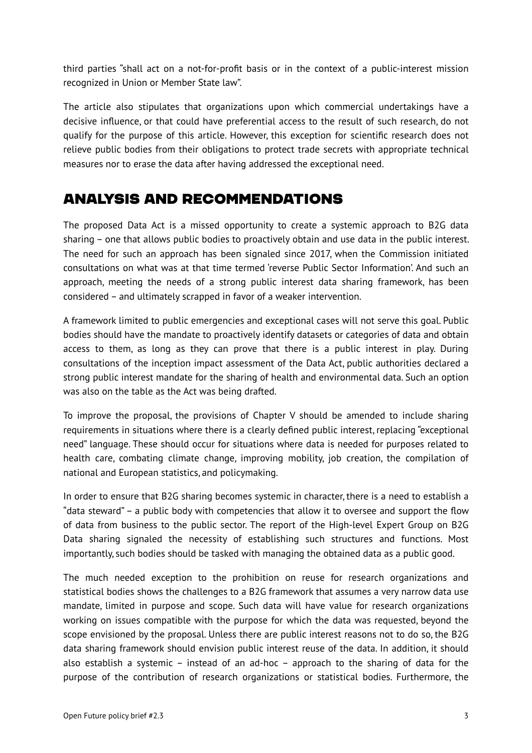third parties "shall act on a not-for-profit basis or in the context of a public-interest mission recognized in Union or Member State law".

The article also stipulates that organizations upon which commercial undertakings have a decisive influence, or that could have preferential access to the result of such research, do not qualify for the purpose of this article. However, this exception for scientific research does not relieve public bodies from their obligations to protect trade secrets with appropriate technical measures nor to erase the data after having addressed the exceptional need.

## ANALYSIS AND RECOMMENDATIONS

The proposed Data Act is a missed opportunity to create a systemic approach to B2G data sharing – one that allows public bodies to proactively obtain and use data in the public interest. The need for such an approach has been signaled since 2017, when the Commission initiated consultations on what was at that time termed 'reverse Public Sector Information'. And such an approach, meeting the needs of a strong public interest data sharing framework, has been considered – and ultimately scrapped in favor of a weaker intervention.

A framework limited to public emergencies and exceptional cases will not serve this goal. Public bodies should have the mandate to proactively identify datasets or categories of data and obtain access to them, as long as they can prove that there is a public interest in play. During consultations of the inception impact assessment of the Data Act, public authorities declared a strong public interest mandate for the sharing of health and environmental data. Such an option was also on the table as the Act was being drafted.

To improve the proposal, the provisions of Chapter V should be amended to include sharing requirements in situations where there is a clearly defined public interest, replacing "exceptional need" language. These should occur for situations where data is needed for purposes related to health care, combating climate change, improving mobility, job creation, the compilation of national and European statistics, and policymaking.

In order to ensure that B2G sharing becomes systemic in character, there is a need to establish a "data steward" – a public body with competencies that allow it to oversee and support the flow of data from business to the public sector. The report of the High-level Expert Group on B2G Data sharing signaled the necessity of establishing such structures and functions. Most importantly, such bodies should be tasked with managing the obtained data as a public good.

The much needed exception to the prohibition on reuse for research organizations and statistical bodies shows the challenges to a B2G framework that assumes a very narrow data use mandate, limited in purpose and scope. Such data will have value for research organizations working on issues compatible with the purpose for which the data was requested, beyond the scope envisioned by the proposal. Unless there are public interest reasons not to do so, the B2G data sharing framework should envision public interest reuse of the data. In addition, it should also establish a systemic – instead of an ad-hoc – approach to the sharing of data for the purpose of the contribution of research organizations or statistical bodies. Furthermore, the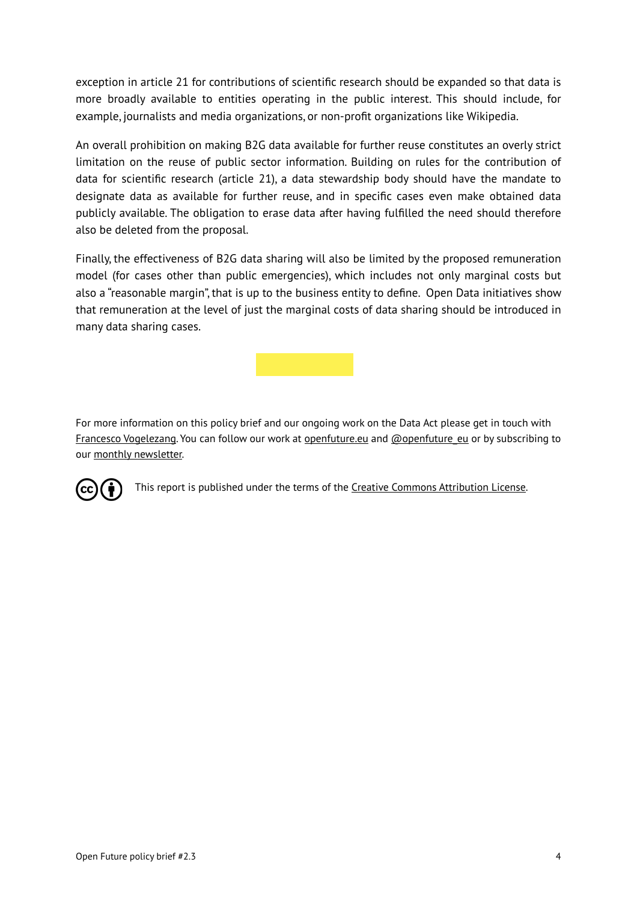exception in article 21 for contributions of scientific research should be expanded so that data is more broadly available to entities operating in the public interest. This should include, for example, journalists and media organizations, or non-profit organizations like Wikipedia.

An overall prohibition on making B2G data available for further reuse constitutes an overly strict limitation on the reuse of public sector information. Building on rules for the contribution of data for scientific research (article 21), a data stewardship body should have the mandate to designate data as available for further reuse, and in specific cases even make obtained data publicly available. The obligation to erase data after having fulfilled the need should therefore also be deleted from the proposal.

Finally, the effectiveness of B2G data sharing will also be limited by the proposed remuneration model (for cases other than public emergencies), which includes not only marginal costs but also a "reasonable margin", that is up to the business entity to define. Open Data initiatives show that remuneration at the level of just the marginal costs of data sharing should be introduced in many data sharing cases.

For more information on this policy brief and our ongoing work on the Data Act please get in touch with Francesco Vogelezang. You can follow our work at openfuture.eu and @openfuture_eu or by subscribing to our monthly newsletter.

This report is published under the terms of the Creative Commons Attribution License.